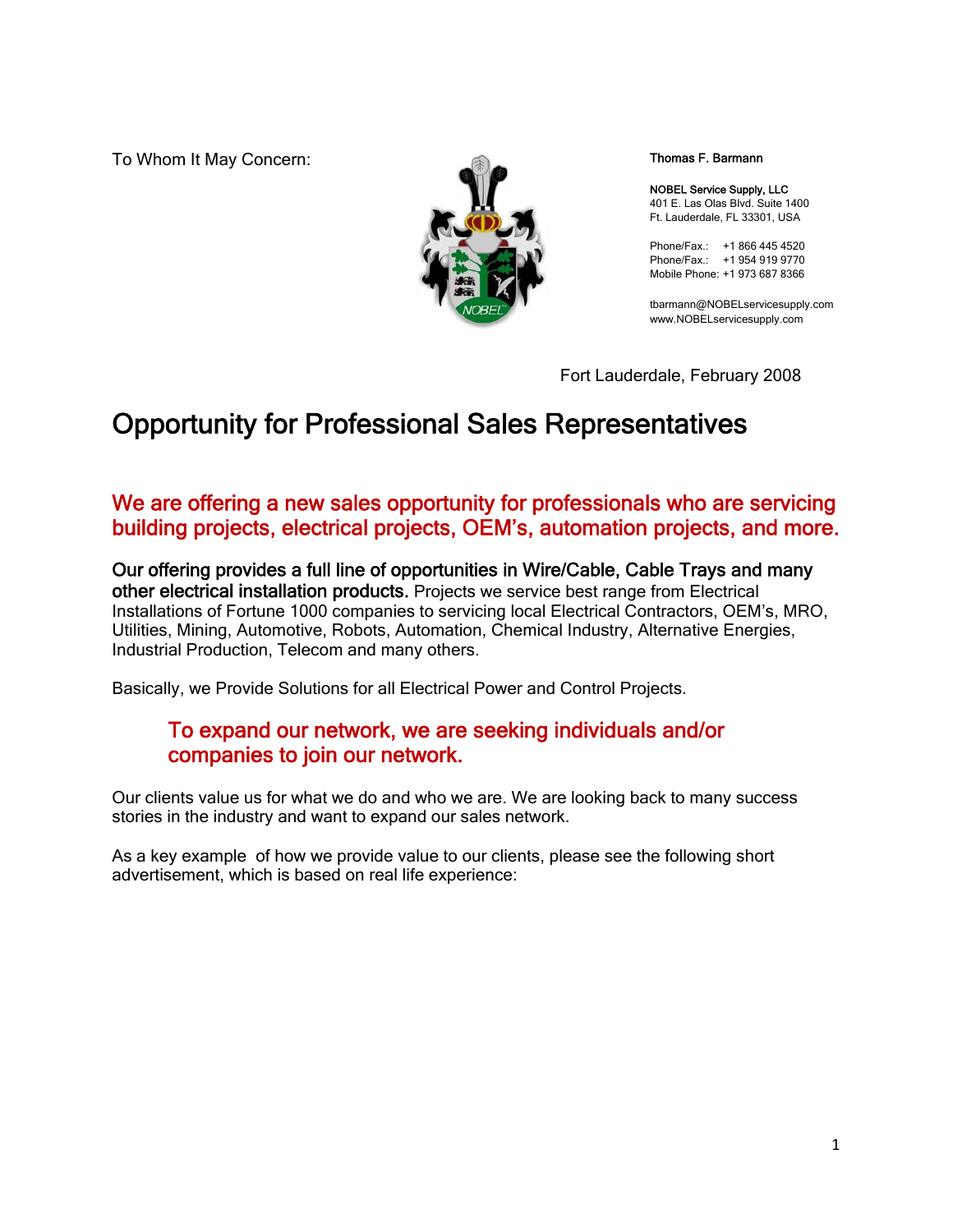To Whom It May Concern:

**Thomas F. Barmann**

**NOBEL Service Supply, LLC**
401 E. Las Olas Blvd. Suite 1400
Ft. Lauderdale, FL 33301, USA

Phone/Fax.: +1 866 445 4520
Phone/Fax.: +1 954 919 9770
Mobile Phone: +1 973 687 8366

tbarmann@NOBELservicesupply.com
www.NOBELservicesupply.com

Fort Lauderdale, February 2008

# Opportunity for Professional Sales Representatives

## We are offering a new sales opportunity for professionals who are servicing building projects, electrical projects, OEM's, automation projects, and more.

**Our offering provides a full line of opportunities in Wire/Cable, Cable Trays and many other electrical installation products.** Projects we service best range from Electrical Installations of Fortune 1000 companies to servicing local Electrical Contractors, OEM's, MRO, Utilities, Mining, Automotive, Robots, Automation, Chemical Industry, Alternative Energies, Industrial Production, Telecom and many others.

Basically, we Provide Solutions for all Electrical Power and Control Projects.

### To expand our network, we are seeking individuals and/or companies to join our network.

Our clients value us for what we do and who we are. We are looking back to many success stories in the industry and want to expand our sales network.

As a key example of how we provide value to our clients, please see the following short advertisement, which is based on real life experience: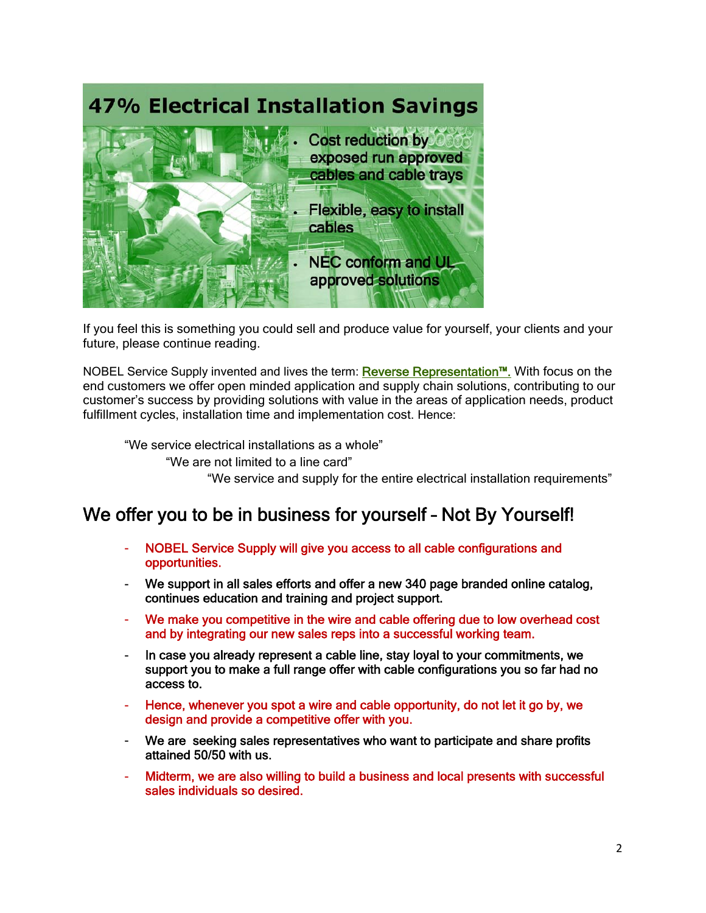## 47% Electrical Installation Savings

- Cost reduction by exposed run approved cables and cable trays
- Flexible, easy to install cables
- NEC conform and UL approved solutions

If you feel this is something you could sell and produce value for yourself, your clients and your future, please continue reading.

NOBEL Service Supply invented and lives the term: Reverse Representation™. With focus on the end customers we offer open minded application and supply chain solutions, contributing to our customer's success by providing solutions with value in the areas of application needs, product fulfillment cycles, installation time and implementation cost. Hence:

> "We service electrical installations as a whole"
>
> "We are not limited to a line card"
>
> "We service and supply for the entire electrical installation requirements"

## We offer you to be in business for yourself – Not By Yourself!

- NOBEL Service Supply will give you access to all cable configurations and opportunities.
- We support in all sales efforts and offer a new 340 page branded online catalog, continues education and training and project support.
- We make you competitive in the wire and cable offering due to low overhead cost and by integrating our new sales reps into a successful working team.
- In case you already represent a cable line, stay loyal to your commitments, we support you to make a full range offer with cable configurations you so far had no access to.
- Hence, whenever you spot a wire and cable opportunity, do not let it go by, we design and provide a competitive offer with you.
- We are seeking sales representatives who want to participate and share profits attained 50/50 with us.
- Midterm, we are also willing to build a business and local presents with successful sales individuals so desired.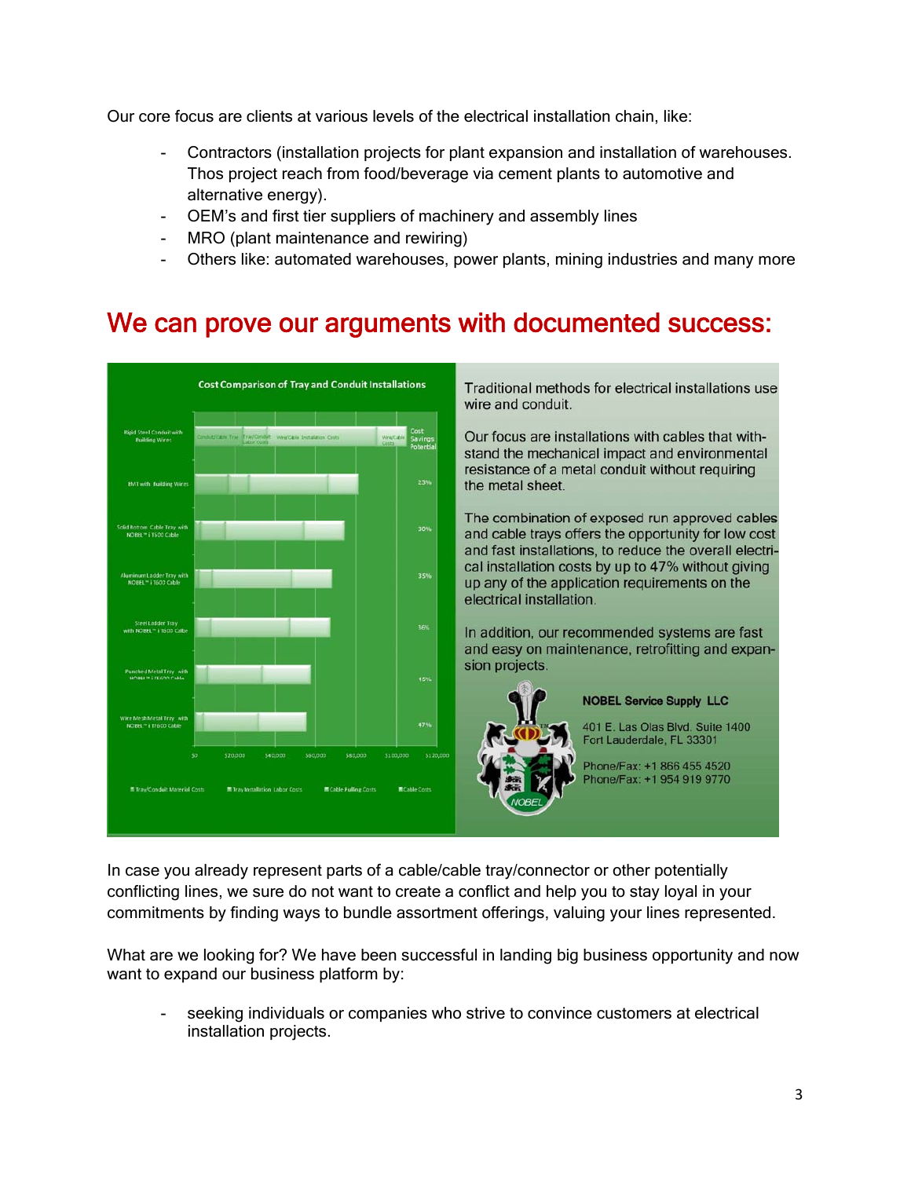Our core focus are clients at various levels of the electrical installation chain, like:

- Contractors (installation projects for plant expansion and installation of warehouses. Thos project reach from food/beverage via cement plants to automotive and alternative energy).
- OEM's and first tier suppliers of machinery and assembly lines
- MRO (plant maintenance and rewiring)
- Others like: automated warehouses, power plants, mining industries and many more

# We can prove our arguments with documented success:

Traditional methods for electrical installations use wire and conduit.

Our focus are installations with cables that withstand the mechanical impact and environmental resistance of a metal conduit without requiring the metal sheet.

The combination of exposed run approved cables and cable trays offers the opportunity for low cost and fast installations, to reduce the overall electrical installation costs by up to 47% without giving up any of the application requirements on the electrical installation.

In addition, our recommended systems are fast and easy on maintenance, retrofitting and expansion projects.

**NOBEL Service Supply LLC**

401 E. Las Olas Blvd. Suite 1400
Fort Lauderdale, FL 33301

Phone/Fax: +1 866 455 4520
Phone/Fax: +1 954 919 9770

In case you already represent parts of a cable/cable tray/connector or other potentially conflicting lines, we sure do not want to create a conflict and help you to stay loyal in your commitments by finding ways to bundle assortment offerings, valuing your lines represented.

What are we looking for? We have been successful in landing big business opportunity and now want to expand our business platform by:

- seeking individuals or companies who strive to convince customers at electrical installation projects.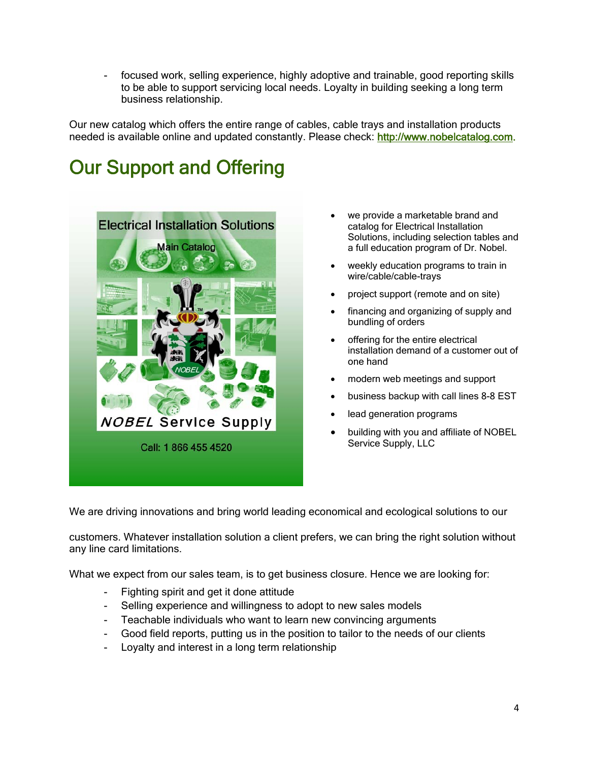- focused work, selling experience, highly adoptive and trainable, good reporting skills to be able to support servicing local needs. Loyalty in building seeking a long term business relationship.

Our new catalog which offers the entire range of cables, cable trays and installation products needed is available online and updated constantly. Please check: http://www.nobelcatalog.com.

# Our Support and Offering

- we provide a marketable brand and catalog for Electrical Installation Solutions, including selection tables and a full education program of Dr. Nobel.
- weekly education programs to train in wire/cable/cable-trays
- project support (remote and on site)
- financing and organizing of supply and bundling of orders
- offering for the entire electrical installation demand of a customer out of one hand
- modern web meetings and support
- business backup with call lines 8-8 EST
- lead generation programs
- building with you and affiliate of NOBEL Service Supply, LLC

We are driving innovations and bring world leading economical and ecological solutions to our

customers. Whatever installation solution a client prefers, we can bring the right solution without any line card limitations.

What we expect from our sales team, is to get business closure. Hence we are looking for:

- Fighting spirit and get it done attitude
- Selling experience and willingness to adopt to new sales models
- Teachable individuals who want to learn new convincing arguments
- Good field reports, putting us in the position to tailor to the needs of our clients
- Loyalty and interest in a long term relationship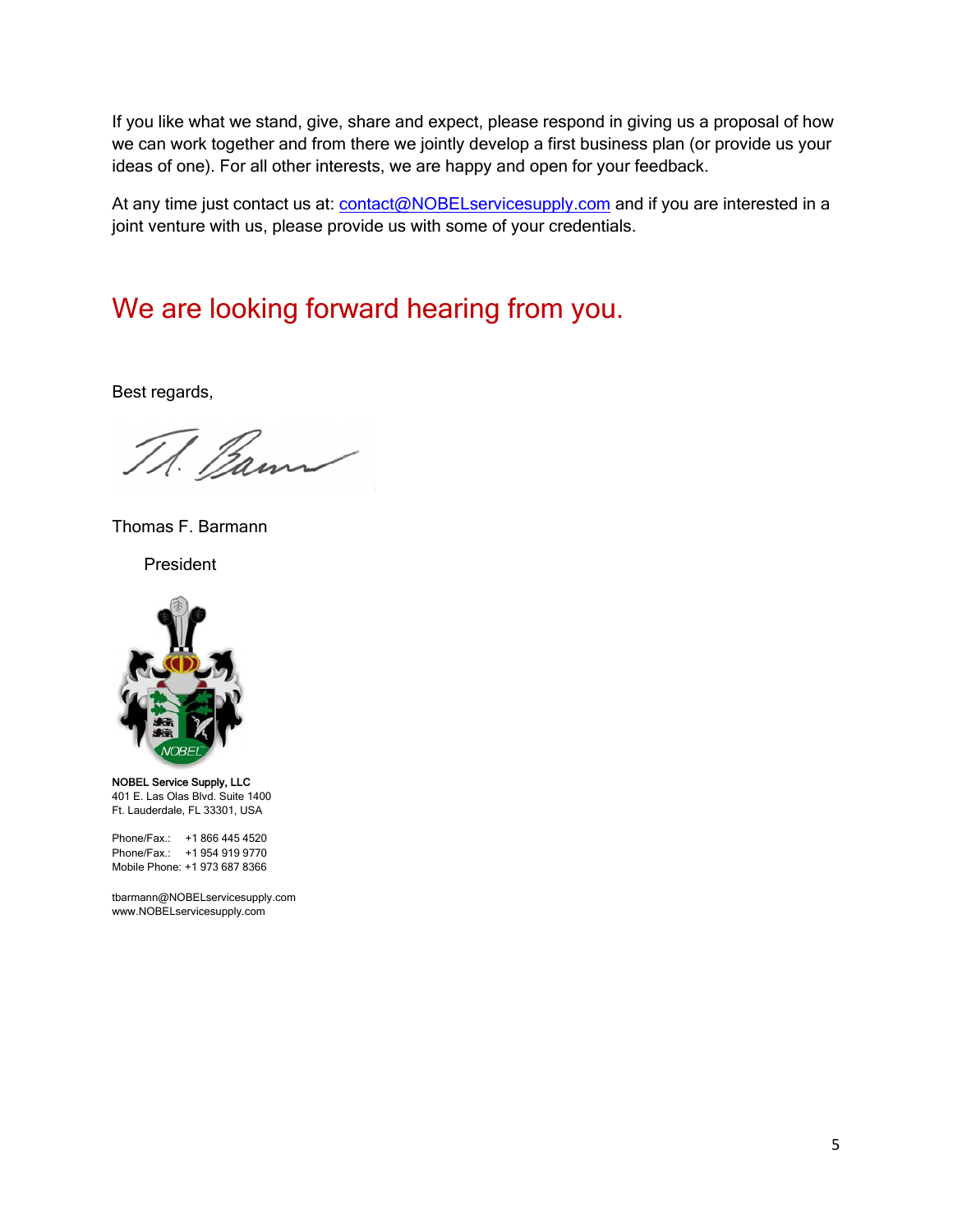If you like what we stand, give, share and expect, please respond in giving us a proposal of how we can work together and from there we jointly develop a first business plan (or provide us your ideas of one). For all other interests, we are happy and open for your feedback.

At any time just contact us at: contact@NOBELservicesupply.com and if you are interested in a joint venture with us, please provide us with some of your credentials.

## We are looking forward hearing from you.

Best regards,

Thomas F. Barmann

President

**NOBEL Service Supply, LLC**
401 E. Las Olas Blvd. Suite 1400
Ft. Lauderdale, FL 33301, USA

Phone/Fax.: +1 866 445 4520
Phone/Fax.: +1 954 919 9770
Mobile Phone: +1 973 687 8366

tbarmann@NOBELservicesupply.com
www.NOBELservicesupply.com